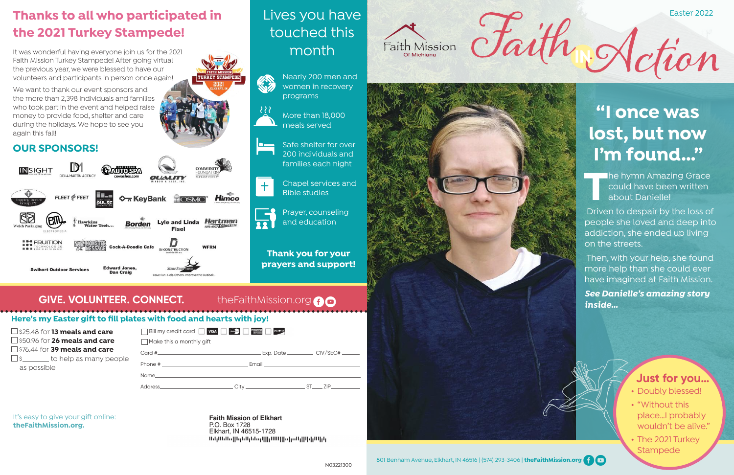## Thanks to all who participated in the 2021 Turkey Stampede!

It was wonderful having everyone join us for the 2021 Faith Mission Turkey Stampede! After going virtual the previous year, we were blessed to have our volunteers and participants in person once again!

We want to thank our event sponsors and the more than 2,398 individuals and families who took part in the event and helped raise money to provide food, shelter and care during the holidays. We hope to see you again this fall!

### OUR SPONSORS!

INSIGHT, Delia Martin Agency, Caribbean Auto Spa (cewashes.com), Quality Window & Door, Inc., Community Foundation of Elkhart County, Topping Dental Group, PC, Fleet Feet, Pulse, KeyBank, OSMC, Himco, Welch Packaging, EM Electromedia, Hawkins Water Tech, Inc., Borden, Lyle and Linda Fisel, Hartman Electric, Fruition Technologies, Monster Message, Cock-A-Doodle Cafe, DJ Construction, WFRN, Swihart Outdoor Services, Edward Jones, Dan Craig, Stone Soup Community

## Lives you have touched this month

- Nearly 200 men and women in recovery programs
- More than 18,000 meals served
- Safe shelter for over 200 individuals and families each night
- Chapel services and Bible studies
- Prayer, counseling and education

**Thank you for your prayers and support!**

**GIVE. VOLUNTEER. CONNECT.** theFaithMission.org

### Here's my Easter gift to fill plates with food and hearts with joy!

- ☐ $25.48 for **13 meals and care**
- ☐ $50.96 for **26 meals and care**
- ☐ $76.44 for **39 meals and care**
- ☐ $_______ to help as many people as possible

☐ Bill my credit card ☐ VISA ☐ MasterCard ☐ American Express ☐ Discover

☐ Make this a monthly gift

Card #__________________ Exp. Date ________ CIV/SEC# ______

Phone #__________________ Email __________________

Name__________________

Address__________________ City __________ ST___ ZIP________

It's easy to give your gift online: **theFaithMission.org.**

**Faith Mission of Elkhart**
P.O. Box 1728
Elkhart, IN 46515-1728

N03221300

Easter 2022

Faith Mission Of Michiana

# Faith IN Action

## "I once was lost, but now I'm found…"

The hymn Amazing Grace could have been written about Danielle!

Driven to despair by the loss of people she loved and deep into addiction, she ended up living on the streets.

Then, with your help, she found more help than she could ever have imagined at Faith Mission.

***See Danielle's amazing story inside…***

### Just for you…

- Doubly blessed!
- "Without this place…I probably wouldn't be alive."
- The 2021 Turkey Stampede

801 Benham Avenue, Elkhart, IN 46516 | (574) 293-3406 | **theFaithMission.org**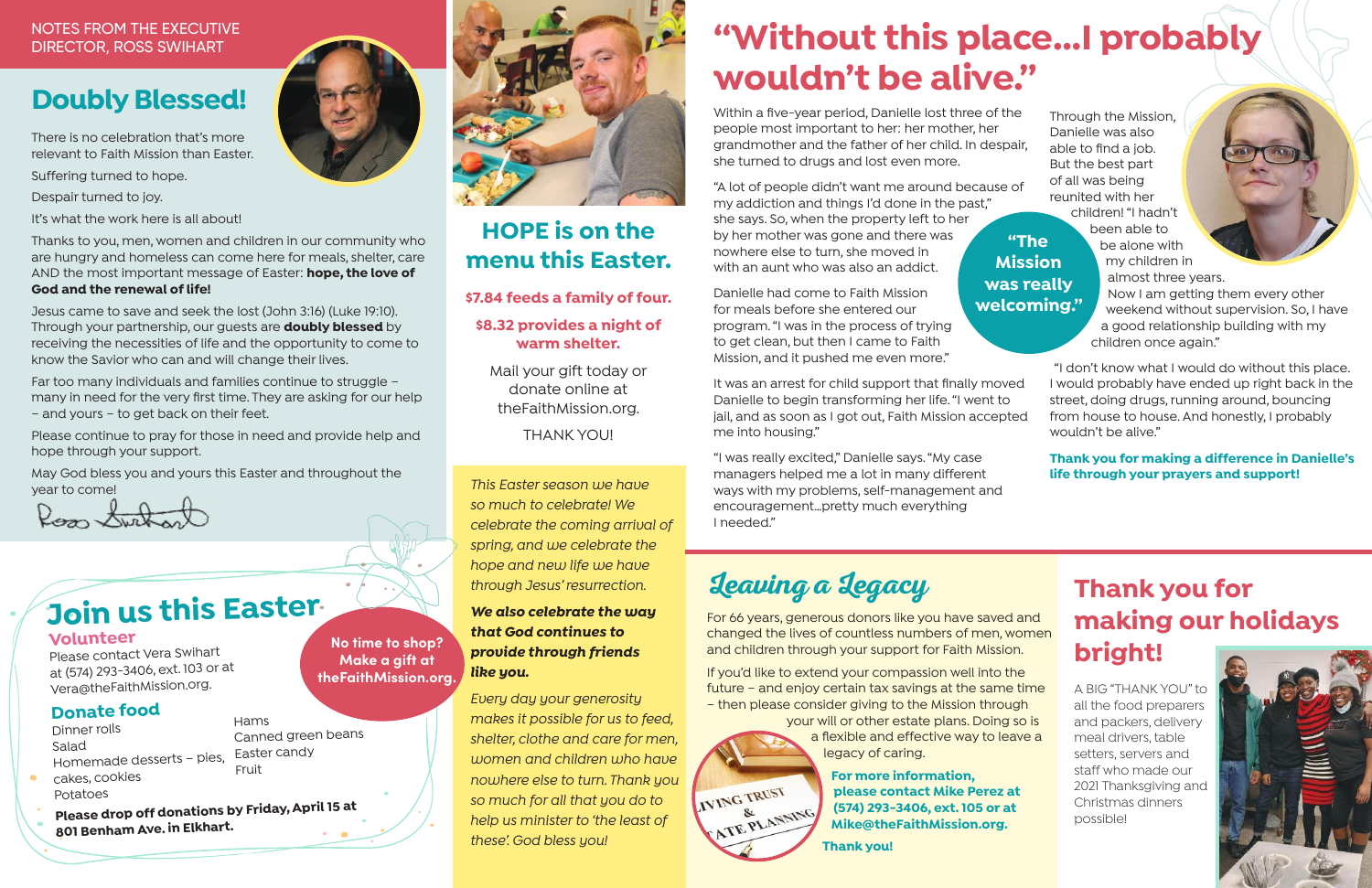NOTES FROM THE EXECUTIVE DIRECTOR, ROSS SWIHART

## Doubly Blessed!

There is no celebration that's more relevant to Faith Mission than Easter.

Suffering turned to hope.

Despair turned to joy.

It's what the work here is all about!

Thanks to you, men, women and children in our community who are hungry and homeless can come here for meals, shelter, care AND the most important message of Easter: **hope, the love of God and the renewal of life!**

Jesus came to save and seek the lost (John 3:16) (Luke 19:10). Through your partnership, our guests are **doubly blessed** by receiving the necessities of life and the opportunity to come to know the Savior who can and will change their lives.

Far too many individuals and families continue to struggle – many in need for the very first time. They are asking for our help – and yours – to get back on their feet.

Please continue to pray for those in need and provide help and hope through your support.

May God bless you and yours this Easter and throughout the year to come!

Ross Swihart

## Join us this Easter.

### Volunteer

Please contact Vera Swihart at (574) 293-3406, ext. 103 or at Vera@theFaithMission.org.

### Donate food

- Dinner rolls
- Salad
- Homemade desserts – pies, cakes, cookies
- Potatoes
- Hams
- Canned green beans
- Easter candy
- Fruit

**Please drop off donations by Friday, April 15 at 801 Benham Ave. in Elkhart.**

**No time to shop? Make a gift at theFaithMission.org.**

## HOPE is on the menu this Easter.

**$7.84 feeds a family of four.**

**$8.32 provides a night of warm shelter.**

Mail your gift today or donate online at theFaithMission.org.

THANK YOU!

*This Easter season we have so much to celebrate! We celebrate the coming arrival of spring, and we celebrate the hope and new life we have through Jesus' resurrection.*

***We also celebrate the way that God continues to provide through friends like you.***

*Every day your generosity makes it possible for us to feed, shelter, clothe and care for men, women and children who have nowhere else to turn. Thank you so much for all that you do to help us minister to 'the least of these'. God bless you!*

# "Without this place...I probably wouldn't be alive."

Within a five-year period, Danielle lost three of the people most important to her: her mother, her grandmother and the father of her child. In despair, she turned to drugs and lost even more.

"A lot of people didn't want me around because of my addiction and things I'd done in the past," she says. So, when the property left to her by her mother was gone and there was nowhere else to turn, she moved in with an aunt who was also an addict.

Danielle had come to Faith Mission for meals before she entered our program. "I was in the process of trying to get clean, but then I came to Faith Mission, and it pushed me even more."

**"The Mission was really welcoming."**

It was an arrest for child support that finally moved Danielle to begin transforming her life. "I went to jail, and as soon as I got out, Faith Mission accepted me into housing."

"I was really excited," Danielle says. "My case managers helped me a lot in many different ways with my problems, self-management and encouragement...pretty much everything I needed."

Through the Mission, Danielle was also able to find a job. But the best part of all was being reunited with her children! "I hadn't been able to be alone with my children in almost three years. Now I am getting them every other weekend without supervision. So, I have a good relationship building with my children once again."

"I don't know what I would do without this place. I would probably have ended up right back in the street, doing drugs, running around, bouncing from house to house. And honestly, I probably wouldn't be alive."

**Thank you for making a difference in Danielle's life through your prayers and support!**

## Leaving a Legacy

For 66 years, generous donors like you have saved and changed the lives of countless numbers of men, women and children through your support for Faith Mission.

If you'd like to extend your compassion well into the future – and enjoy certain tax savings at the same time – then please consider giving to the Mission through your will or other estate plans. Doing so is a flexible and effective way to leave a legacy of caring.

**For more information, please contact Mike Perez at (574) 293-3406, ext. 105 or at Mike@theFaithMission.org.**

**Thank you!**

## Thank you for making our holidays bright!

A BIG "THANK YOU" to all the food preparers and packers, delivery meal drivers, table setters, servers and staff who made our 2021 Thanksgiving and Christmas dinners possible!